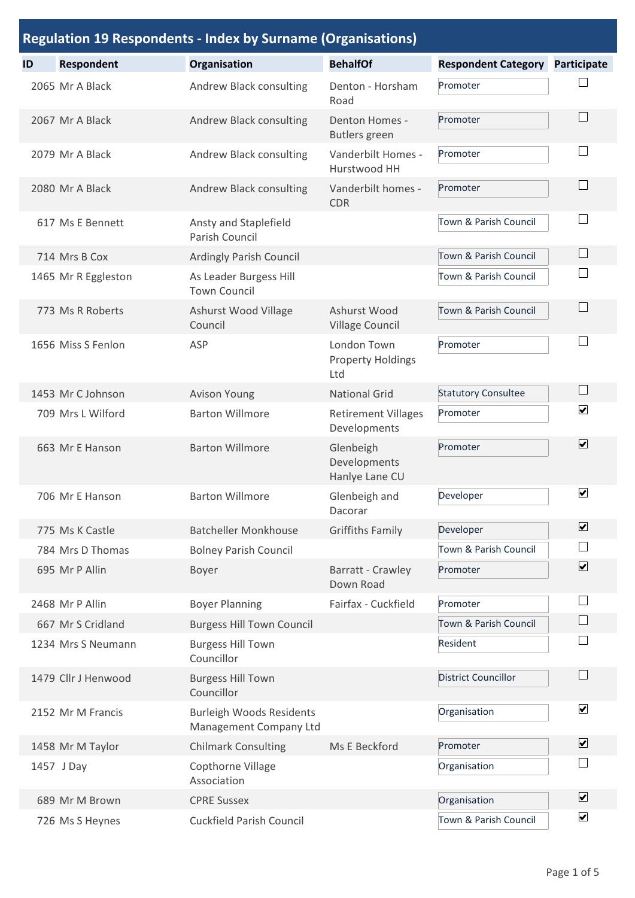## Regulation 19 Respondents - Index by Surname (Organisations)

| ID | Respondent | Organisation | BehalfOf | Respondent Category | Participate |
|---|---|---|---|---|---|
| 2065 | Mr A Black | Andrew Black consulting | Denton - Horsham Road | Promoter | ☐ |
| 2067 | Mr A Black | Andrew Black consulting | Denton Homes - Butlers green | Promoter | ☐ |
| 2079 | Mr A Black | Andrew Black consulting | Vanderbilt Homes - Hurstwood HH | Promoter | ☐ |
| 2080 | Mr A Black | Andrew Black consulting | Vanderbilt homes - CDR | Promoter | ☐ |
| 617 | Ms E Bennett | Ansty and Staplefield Parish Council | | Town & Parish Council | ☐ |
| 714 | Mrs B Cox | Ardingly Parish Council | | Town & Parish Council | ☐ |
| 1465 | Mr R Eggleston | As Leader Burgess Hill Town Council | | Town & Parish Council | ☐ |
| 773 | Ms R Roberts | Ashurst Wood Village Council | Ashurst Wood Village Council | Town & Parish Council | ☐ |
| 1656 | Miss S Fenlon | ASP | London Town Property Holdings Ltd | Promoter | ☐ |
| 1453 | Mr C Johnson | Avison Young | National Grid | Statutory Consultee | ☐ |
| 709 | Mrs L Wilford | Barton Willmore | Retirement Villages Developments | Promoter | ☑ |
| 663 | Mr E Hanson | Barton Willmore | Glenbeigh Developments Hanlye Lane CU | Promoter | ☑ |
| 706 | Mr E Hanson | Barton Willmore | Glenbeigh and Dacorar | Developer | ☑ |
| 775 | Ms K Castle | Batcheller Monkhouse | Griffiths Family | Developer | ☑ |
| 784 | Mrs D Thomas | Bolney Parish Council | | Town & Parish Council | ☐ |
| 695 | Mr P Allin | Boyer | Barratt - Crawley Down Road | Promoter | ☑ |
| 2468 | Mr P Allin | Boyer Planning | Fairfax - Cuckfield | Promoter | ☐ |
| 667 | Mr S Cridland | Burgess Hill Town Council | | Town & Parish Council | ☐ |
| 1234 | Mrs S Neumann | Burgess Hill Town Councillor | | Resident | ☐ |
| 1479 | Cllr J Henwood | Burgess Hill Town Councillor | | District Councillor | ☐ |
| 2152 | Mr M Francis | Burleigh Woods Residents Management Company Ltd | | Organisation | ☑ |
| 1458 | Mr M Taylor | Chilmark Consulting | Ms E Beckford | Promoter | ☑ |
| 1457 | J Day | Copthorne Village Association | | Organisation | ☐ |
| 689 | Mr M Brown | CPRE Sussex | | Organisation | ☑ |
| 726 | Ms S Heynes | Cuckfield Parish Council | | Town & Parish Council | ☑ |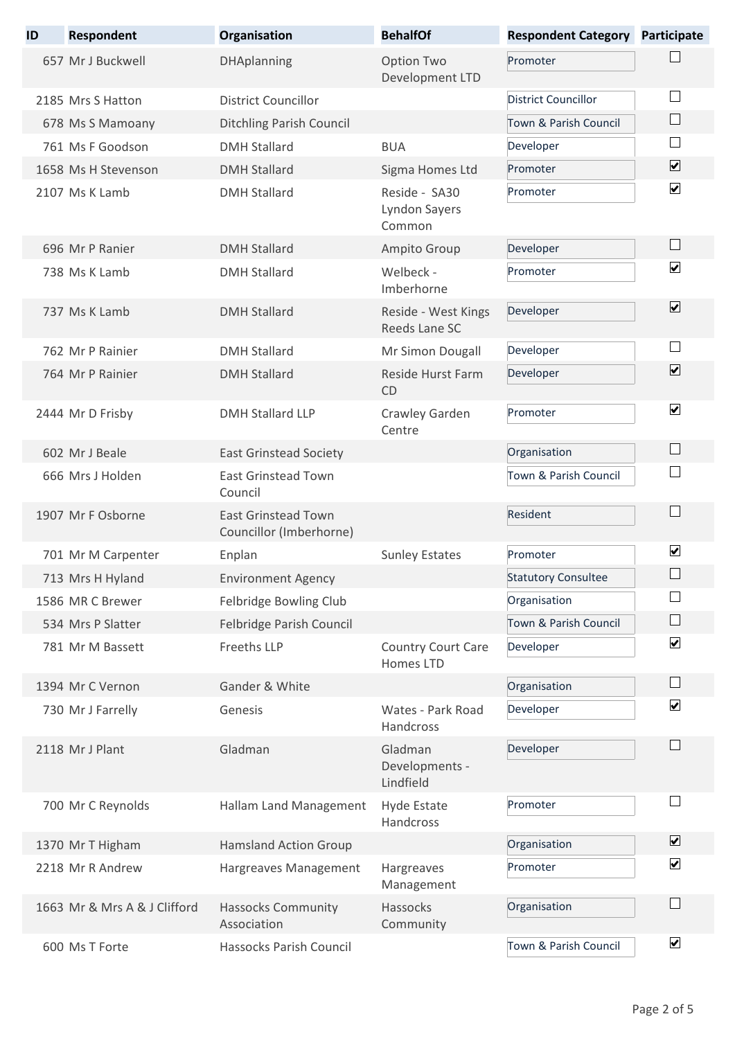| ID | Respondent | Organisation | BehalfOf | Respondent Category | Participate |
| --- | --- | --- | --- | --- | --- |
| 657 | Mr J Buckwell | DHAplanning | Option Two Development LTD | Promoter | ☐ |
| 2185 | Mrs S Hatton | District Councillor | | District Councillor | ☐ |
| 678 | Ms S Mamoany | Ditchling Parish Council | | Town & Parish Council | ☐ |
| 761 | Ms F Goodson | DMH Stallard | BUA | Developer | ☐ |
| 1658 | Ms H Stevenson | DMH Stallard | Sigma Homes Ltd | Promoter | ☑ |
| 2107 | Ms K Lamb | DMH Stallard | Reside - SA30 Lyndon Sayers Common | Promoter | ☑ |
| 696 | Mr P Ranier | DMH Stallard | Ampito Group | Developer | ☐ |
| 738 | Ms K Lamb | DMH Stallard | Welbeck - Imberhorne | Promoter | ☑ |
| 737 | Ms K Lamb | DMH Stallard | Reside - West Kings Reeds Lane SC | Developer | ☑ |
| 762 | Mr P Rainier | DMH Stallard | Mr Simon Dougall | Developer | ☐ |
| 764 | Mr P Rainier | DMH Stallard | Reside Hurst Farm CD | Developer | ☑ |
| 2444 | Mr D Frisby | DMH Stallard LLP | Crawley Garden Centre | Promoter | ☑ |
| 602 | Mr J Beale | East Grinstead Society | | Organisation | ☐ |
| 666 | Mrs J Holden | East Grinstead Town Council | | Town & Parish Council | ☐ |
| 1907 | Mr F Osborne | East Grinstead Town Councillor (Imberhorne) | | Resident | ☐ |
| 701 | Mr M Carpenter | Enplan | Sunley Estates | Promoter | ☑ |
| 713 | Mrs H Hyland | Environment Agency | | Statutory Consultee | ☐ |
| 1586 | MR C Brewer | Felbridge Bowling Club | | Organisation | ☐ |
| 534 | Mrs P Slatter | Felbridge Parish Council | | Town & Parish Council | ☐ |
| 781 | Mr M Bassett | Freeths LLP | Country Court Care Homes LTD | Developer | ☑ |
| 1394 | Mr C Vernon | Gander & White | | Organisation | ☐ |
| 730 | Mr J Farrelly | Genesis | Wates - Park Road Handcross | Developer | ☑ |
| 2118 | Mr J Plant | Gladman | Gladman Developments - Lindfield | Developer | ☐ |
| 700 | Mr C Reynolds | Hallam Land Management | Hyde Estate Handcross | Promoter | ☐ |
| 1370 | Mr T Higham | Hamsland Action Group | | Organisation | ☑ |
| 2218 | Mr R Andrew | Hargreaves Management | Hargreaves Management | Promoter | ☑ |
| 1663 | Mr & Mrs A & J Clifford | Hassocks Community Association | Hassocks Community | Organisation | ☐ |
| 600 | Ms T Forte | Hassocks Parish Council | | Town & Parish Council | ☑ |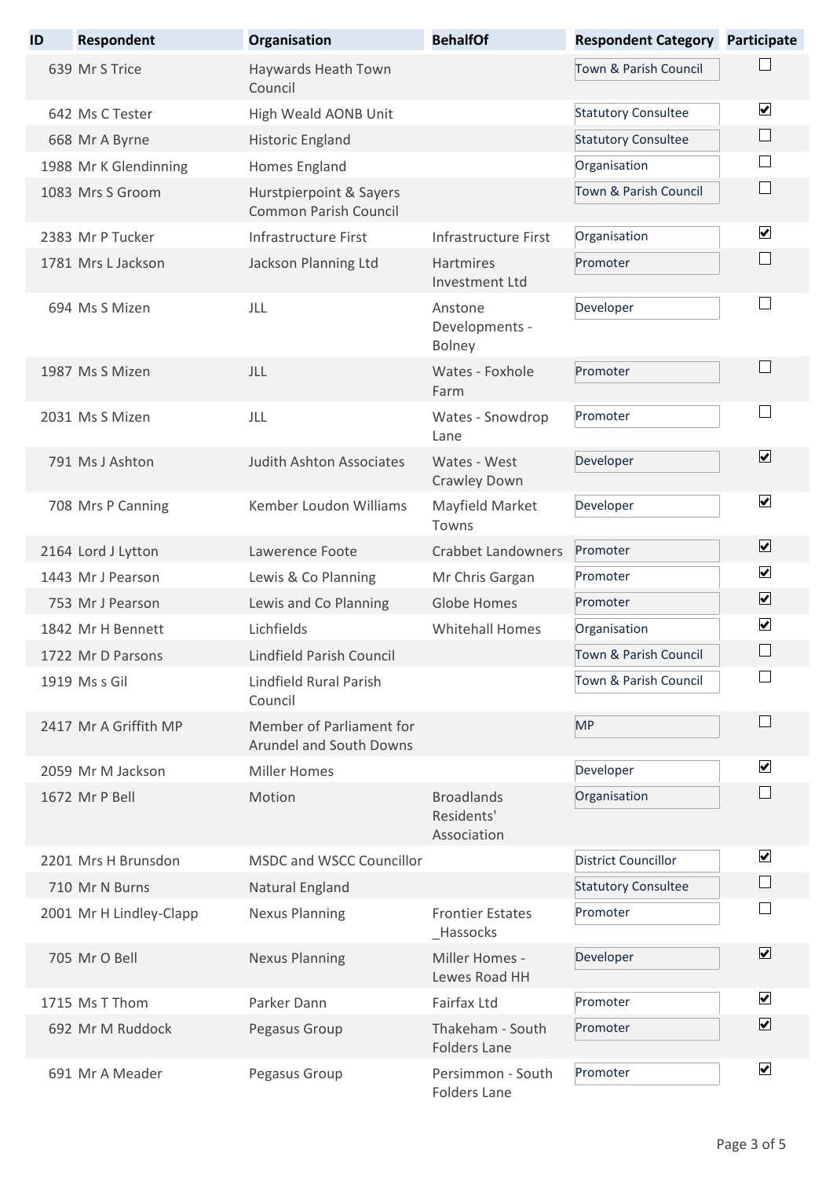| ID | Respondent | Organisation | BehalfOf | Respondent Category | Participate |
|---|---|---|---|---|---|
| 639 | Mr S Trice | Haywards Heath Town Council | | Town & Parish Council | ☐ |
| 642 | Ms C Tester | High Weald AONB Unit | | Statutory Consultee | ☑ |
| 668 | Mr A Byrne | Historic England | | Statutory Consultee | ☐ |
| 1988 | Mr K Glendinning | Homes England | | Organisation | ☐ |
| 1083 | Mrs S Groom | Hurstpierpoint & Sayers Common Parish Council | | Town & Parish Council | ☐ |
| 2383 | Mr P Tucker | Infrastructure First | Infrastructure First | Organisation | ☑ |
| 1781 | Mrs L Jackson | Jackson Planning Ltd | Hartmires Investment Ltd | Promoter | ☐ |
| 694 | Ms S Mizen | JLL | Anstone Developments - Bolney | Developer | ☐ |
| 1987 | Ms S Mizen | JLL | Wates - Foxhole Farm | Promoter | ☐ |
| 2031 | Ms S Mizen | JLL | Wates - Snowdrop Lane | Promoter | ☐ |
| 791 | Ms J Ashton | Judith Ashton Associates | Wates - West Crawley Down | Developer | ☑ |
| 708 | Mrs P Canning | Kember Loudon Williams | Mayfield Market Towns | Developer | ☑ |
| 2164 | Lord J Lytton | Lawerence Foote | Crabbet Landowners | Promoter | ☑ |
| 1443 | Mr J Pearson | Lewis & Co Planning | Mr Chris Gargan | Promoter | ☑ |
| 753 | Mr J Pearson | Lewis and Co Planning | Globe Homes | Promoter | ☑ |
| 1842 | Mr H Bennett | Lichfields | Whitehall Homes | Organisation | ☑ |
| 1722 | Mr D Parsons | Lindfield Parish Council | | Town & Parish Council | ☐ |
| 1919 | Ms s Gil | Lindfield Rural Parish Council | | Town & Parish Council | ☐ |
| 2417 | Mr A Griffith MP | Member of Parliament for Arundel and South Downs | | MP | ☐ |
| 2059 | Mr M Jackson | Miller Homes | | Developer | ☑ |
| 1672 | Mr P Bell | Motion | Broadlands Residents' Association | Organisation | ☐ |
| 2201 | Mrs H Brunsdon | MSDC and WSCC Councillor | | District Councillor | ☑ |
| 710 | Mr N Burns | Natural England | | Statutory Consultee | ☐ |
| 2001 | Mr H Lindley-Clapp | Nexus Planning | Frontier Estates _Hassocks | Promoter | ☐ |
| 705 | Mr O Bell | Nexus Planning | Miller Homes - Lewes Road HH | Developer | ☑ |
| 1715 | Ms T Thom | Parker Dann | Fairfax Ltd | Promoter | ☑ |
| 692 | Mr M Ruddock | Pegasus Group | Thakeham - South Folders Lane | Promoter | ☑ |
| 691 | Mr A Meader | Pegasus Group | Persimmon - South Folders Lane | Promoter | ☑ |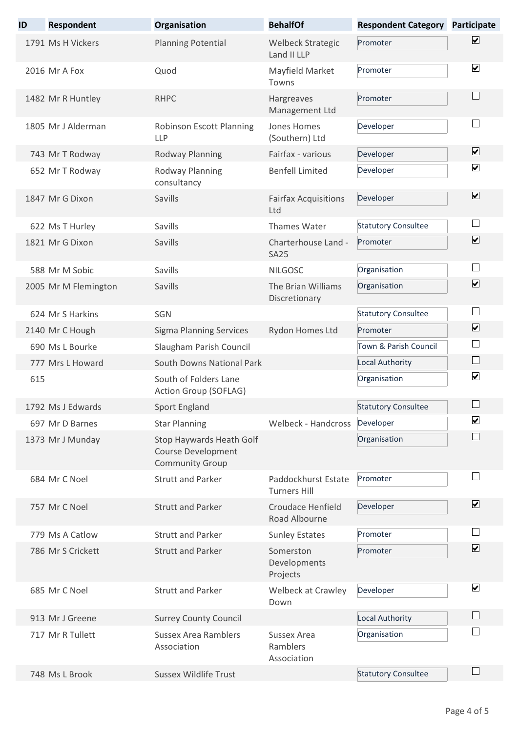| ID | Respondent | Organisation | BehalfOf | Respondent Category | Participate |
|---|---|---|---|---|---|
| 1791 | Ms H Vickers | Planning Potential | Welbeck Strategic Land II LLP | Promoter | ☑ |
| 2016 | Mr A Fox | Quod | Mayfield Market Towns | Promoter | ☑ |
| 1482 | Mr R Huntley | RHPC | Hargreaves Management Ltd | Promoter | ☐ |
| 1805 | Mr J Alderman | Robinson Escott Planning LLP | Jones Homes (Southern) Ltd | Developer | ☐ |
| 743 | Mr T Rodway | Rodway Planning | Fairfax - various | Developer | ☑ |
| 652 | Mr T Rodway | Rodway Planning consultancy | Benfell Limited | Developer | ☑ |
| 1847 | Mr G Dixon | Savills | Fairfax Acquisitions Ltd | Developer | ☑ |
| 622 | Ms T Hurley | Savills | Thames Water | Statutory Consultee | ☐ |
| 1821 | Mr G Dixon | Savills | Charterhouse Land - SA25 | Promoter | ☑ |
| 588 | Mr M Sobic | Savills | NILGOSC | Organisation | ☐ |
| 2005 | Mr M Flemington | Savills | The Brian Williams Discretionary | Organisation | ☑ |
| 624 | Mr S Harkins | SGN | | Statutory Consultee | ☐ |
| 2140 | Mr C Hough | Sigma Planning Services | Rydon Homes Ltd | Promoter | ☑ |
| 690 | Ms L Bourke | Slaugham Parish Council | | Town & Parish Council | ☐ |
| 777 | Mrs L Howard | South Downs National Park | | Local Authority | ☐ |
| 615 | | South of Folders Lane Action Group (SOFLAG) | | Organisation | ☑ |
| 1792 | Ms J Edwards | Sport England | | Statutory Consultee | ☐ |
| 697 | Mr D Barnes | Star Planning | Welbeck - Handcross | Developer | ☑ |
| 1373 | Mr J Munday | Stop Haywards Heath Golf Course Development Community Group | | Organisation | ☐ |
| 684 | Mr C Noel | Strutt and Parker | Paddockhurst Estate Turners Hill | Promoter | ☐ |
| 757 | Mr C Noel | Strutt and Parker | Croudace Henfield Road Albourne | Developer | ☑ |
| 779 | Ms A Catlow | Strutt and Parker | Sunley Estates | Promoter | ☐ |
| 786 | Mr S Crickett | Strutt and Parker | Somerston Developments Projects | Promoter | ☑ |
| 685 | Mr C Noel | Strutt and Parker | Welbeck at Crawley Down | Developer | ☑ |
| 913 | Mr J Greene | Surrey County Council | | Local Authority | ☐ |
| 717 | Mr R Tullett | Sussex Area Ramblers Association | Sussex Area Ramblers Association | Organisation | ☐ |
| 748 | Ms L Brook | Sussex Wildlife Trust | | Statutory Consultee | ☐ |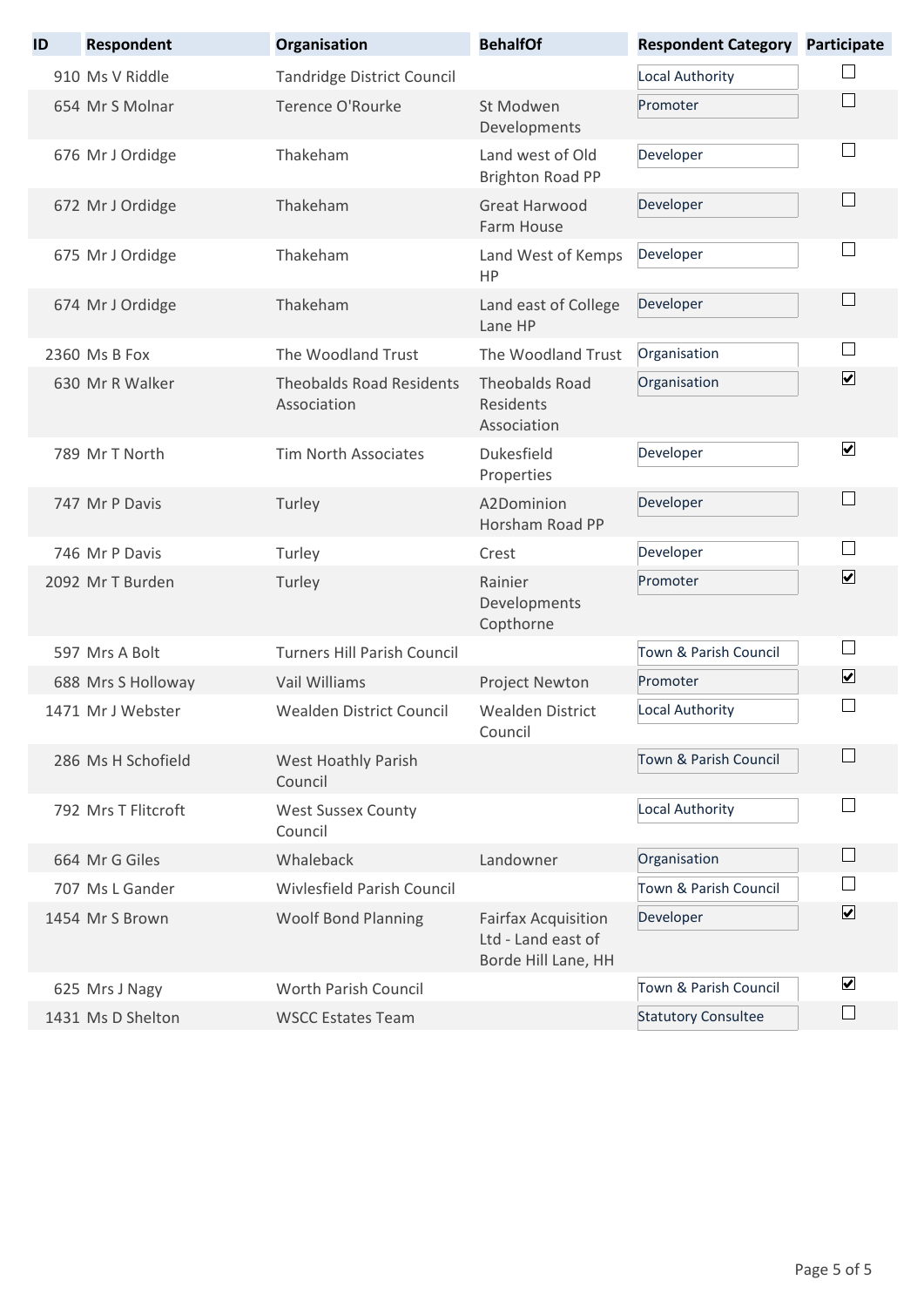| ID | Respondent | Organisation | BehalfOf | Respondent Category | Participate |
|---|---|---|---|---|---|
| 910 | Ms V Riddle | Tandridge District Council | | Local Authority | ☐ |
| 654 | Mr S Molnar | Terence O'Rourke | St Modwen Developments | Promoter | ☐ |
| 676 | Mr J Ordidge | Thakeham | Land west of Old Brighton Road PP | Developer | ☐ |
| 672 | Mr J Ordidge | Thakeham | Great Harwood Farm House | Developer | ☐ |
| 675 | Mr J Ordidge | Thakeham | Land West of Kemps HP | Developer | ☐ |
| 674 | Mr J Ordidge | Thakeham | Land east of College Lane HP | Developer | ☐ |
| 2360 | Ms B Fox | The Woodland Trust | The Woodland Trust | Organisation | ☐ |
| 630 | Mr R Walker | Theobalds Road Residents Association | Theobalds Road Residents Association | Organisation | ☑ |
| 789 | Mr T North | Tim North Associates | Dukesfield Properties | Developer | ☑ |
| 747 | Mr P Davis | Turley | A2Dominion Horsham Road PP | Developer | ☐ |
| 746 | Mr P Davis | Turley | Crest | Developer | ☐ |
| 2092 | Mr T Burden | Turley | Rainier Developments Copthorne | Promoter | ☑ |
| 597 | Mrs A Bolt | Turners Hill Parish Council | | Town & Parish Council | ☐ |
| 688 | Mrs S Holloway | Vail Williams | Project Newton | Promoter | ☑ |
| 1471 | Mr J Webster | Wealden District Council | Wealden District Council | Local Authority | ☐ |
| 286 | Ms H Schofield | West Hoathly Parish Council | | Town & Parish Council | ☐ |
| 792 | Mrs T Flitcroft | West Sussex County Council | | Local Authority | ☐ |
| 664 | Mr G Giles | Whaleback | Landowner | Organisation | ☐ |
| 707 | Ms L Gander | Wivlesfield Parish Council | | Town & Parish Council | ☐ |
| 1454 | Mr S Brown | Woolf Bond Planning | Fairfax Acquisition Ltd - Land east of Borde Hill Lane, HH | Developer | ☑ |
| 625 | Mrs J Nagy | Worth Parish Council | | Town & Parish Council | ☑ |
| 1431 | Ms D Shelton | WSCC Estates Team | | Statutory Consultee | ☐ |